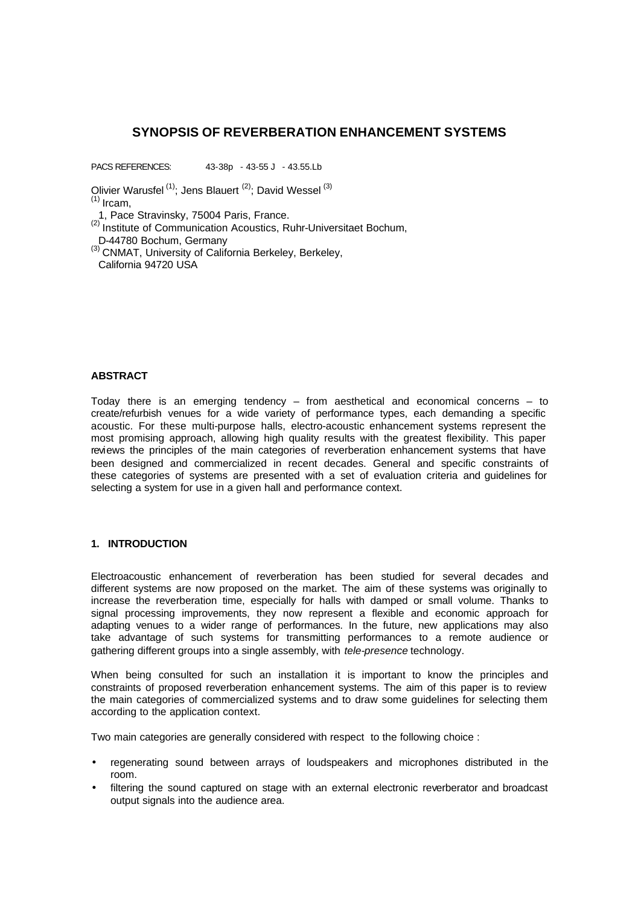# SYNOPSIS OF REVERBERATION ENHANCEMENT SYSTEMS

PACS REFERENCES: 43-38p - 43-55 J - 43.55.Lb

Olivier Warusfel [(1)]; Jens Blauert [(2)]; David Wessel [(3)]

[(1)] Ircam,
1, Pace Stravinsky, 75004 Paris, France.

[(2)] Institute of Communication Acoustics, Ruhr-Universitaet Bochum,
D-44780 Bochum, Germany

[(3)] CNMAT, University of California Berkeley, Berkeley,
California 94720 USA

### ABSTRACT

Today there is an emerging tendency – from aesthetical and economical concerns – to create/refurbish venues for a wide variety of performance types, each demanding a specific acoustic. For these multi-purpose halls, electro-acoustic enhancement systems represent the most promising approach, allowing high quality results with the greatest flexibility. This paper reviews the principles of the main categories of reverberation enhancement systems that have been designed and commercialized in recent decades. General and specific constraints of these categories of systems are presented with a set of evaluation criteria and guidelines for selecting a system for use in a given hall and performance context.

### 1. INTRODUCTION

Electroacoustic enhancement of reverberation has been studied for several decades and different systems are now proposed on the market. The aim of these systems was originally to increase the reverberation time, especially for halls with damped or small volume. Thanks to signal processing improvements, they now represent a flexible and economic approach for adapting venues to a wider range of performances. In the future, new applications may also take advantage of such systems for transmitting performances to a remote audience or gathering different groups into a single assembly, with *tele-presence* technology.

When being consulted for such an installation it is important to know the principles and constraints of proposed reverberation enhancement systems. The aim of this paper is to review the main categories of commercialized systems and to draw some guidelines for selecting them according to the application context.

Two main categories are generally considered with respect to the following choice :

- regenerating sound between arrays of loudspeakers and microphones distributed in the room.
- filtering the sound captured on stage with an external electronic reverberator and broadcast output signals into the audience area.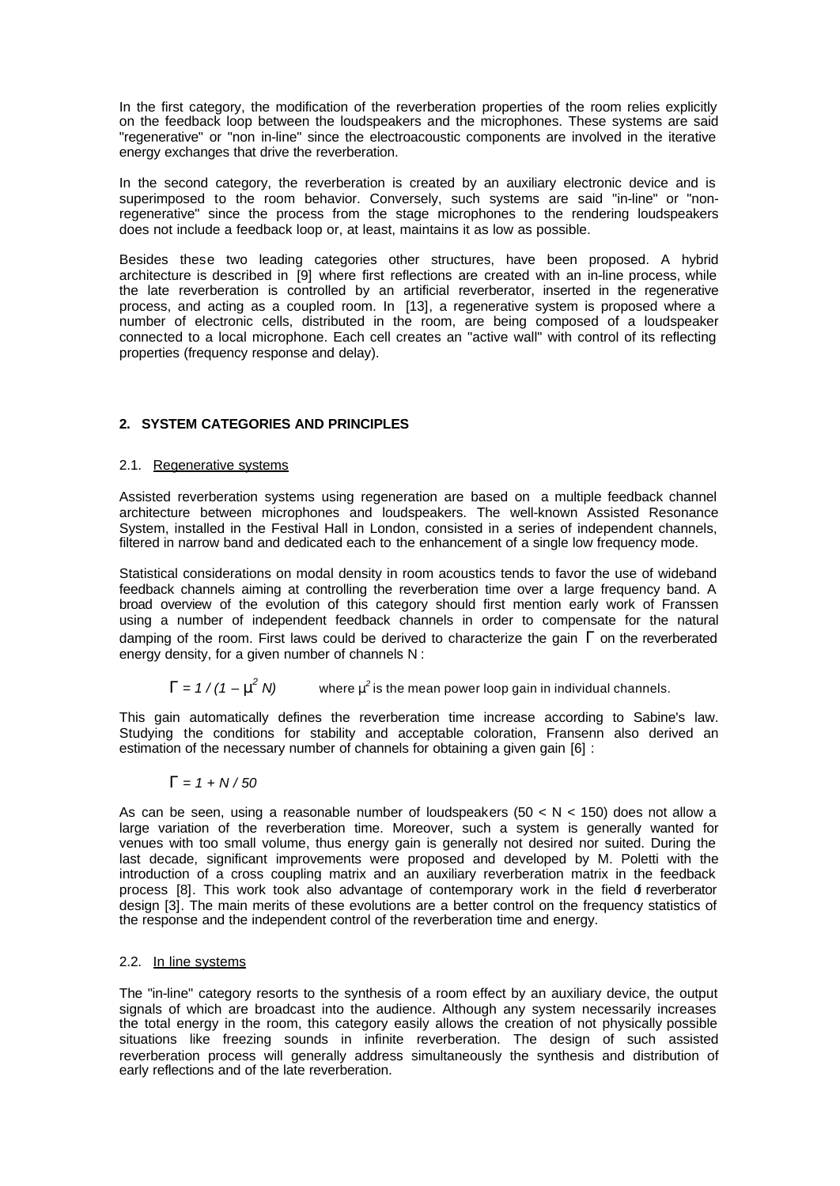In the first category, the modification of the reverberation properties of the room relies explicitly on the feedback loop between the loudspeakers and the microphones. These systems are said "regenerative" or "non in-line" since the electroacoustic components are involved in the iterative energy exchanges that drive the reverberation.

In the second category, the reverberation is created by an auxiliary electronic device and is superimposed to the room behavior. Conversely, such systems are said "in-line" or "non-regenerative" since the process from the stage microphones to the rendering loudspeakers does not include a feedback loop or, at least, maintains it as low as possible.

Besides these two leading categories other structures, have been proposed. A hybrid architecture is described in [9] where first reflections are created with an in-line process, while the late reverberation is controlled by an artificial reverberator, inserted in the regenerative process, and acting as a coupled room. In [13], a regenerative system is proposed where a number of electronic cells, distributed in the room, are being composed of a loudspeaker connected to a local microphone. Each cell creates an "active wall" with control of its reflecting properties (frequency response and delay).

## 2. SYSTEM CATEGORIES AND PRINCIPLES

### 2.1. Regenerative systems

Assisted reverberation systems using regeneration are based on a multiple feedback channel architecture between microphones and loudspeakers. The well-known Assisted Resonance System, installed in the Festival Hall in London, consisted in a series of independent channels, filtered in narrow band and dedicated each to the enhancement of a single low frequency mode.

Statistical considerations on modal density in room acoustics tends to favor the use of wideband feedback channels aiming at controlling the reverberation time over a large frequency band. A broad overview of the evolution of this category should first mention early work of Franssen using a number of independent feedback channels in order to compensate for the natural damping of the room. First laws could be derived to characterize the gain $\Gamma$ on the reverberated energy density, for a given number of channels N :

$$\Gamma = 1 / (1 - \mu^2 N)$$ where $\mu^2$ is the mean power loop gain in individual channels.

This gain automatically defines the reverberation time increase according to Sabine's law. Studying the conditions for stability and acceptable coloration, Fransenn also derived an estimation of the necessary number of channels for obtaining a given gain [6] :

$$\Gamma = 1 + N / 50$$

As can be seen, using a reasonable number of loudspeakers ($50 < N < 150$) does not allow a large variation of the reverberation time. Moreover, such a system is generally wanted for venues with too small volume, thus energy gain is generally not desired nor suited. During the last decade, significant improvements were proposed and developed by M. Poletti with the introduction of a cross coupling matrix and an auxiliary reverberation matrix in the feedback process [8]. This work took also advantage of contemporary work in the field of reverberator design [3]. The main merits of these evolutions are a better control on the frequency statistics of the response and the independent control of the reverberation time and energy.

### 2.2. In line systems

The "in-line" category resorts to the synthesis of a room effect by an auxiliary device, the output signals of which are broadcast into the audience. Although any system necessarily increases the total energy in the room, this category easily allows the creation of not physically possible situations like freezing sounds in infinite reverberation. The design of such assisted reverberation process will generally address simultaneously the synthesis and distribution of early reflections and of the late reverberation.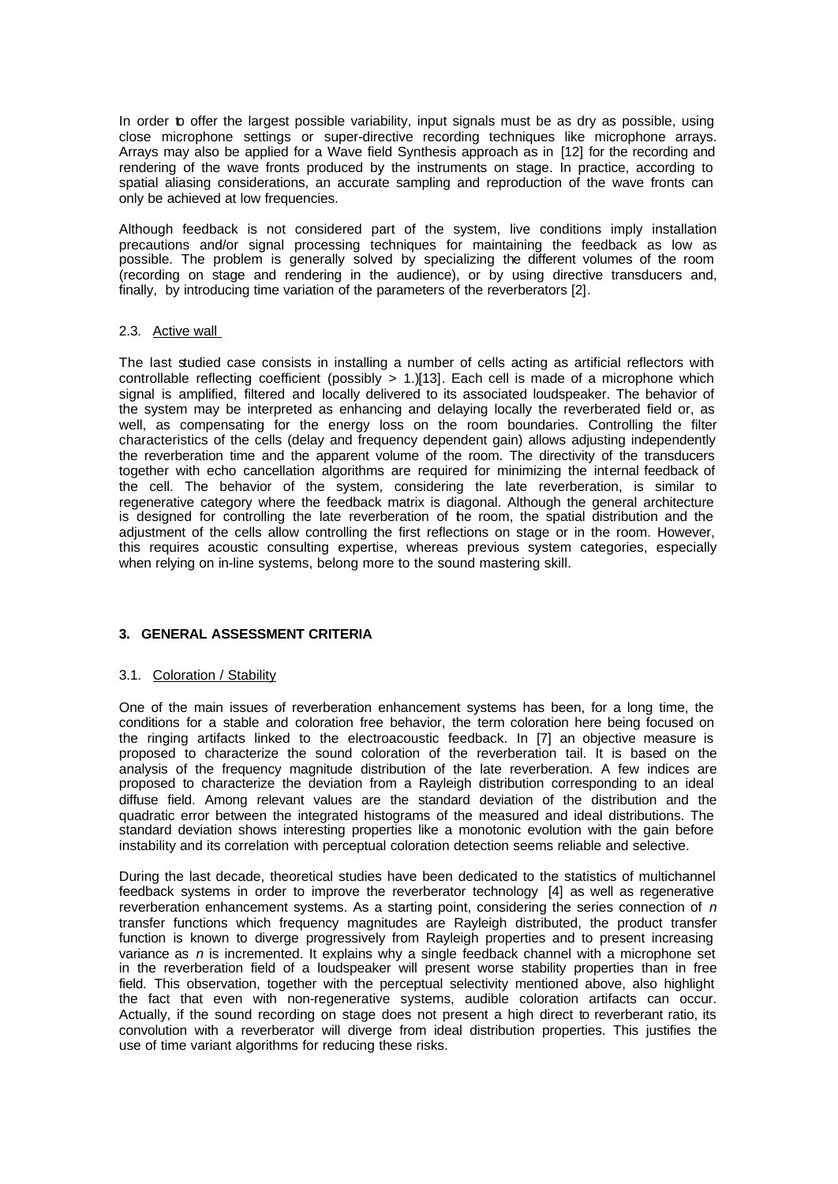In order to offer the largest possible variability, input signals must be as dry as possible, using close microphone settings or super-directive recording techniques like microphone arrays. Arrays may also be applied for a Wave field Synthesis approach as in [12] for the recording and rendering of the wave fronts produced by the instruments on stage. In practice, according to spatial aliasing considerations, an accurate sampling and reproduction of the wave fronts can only be achieved at low frequencies.

Although feedback is not considered part of the system, live conditions imply installation precautions and/or signal processing techniques for maintaining the feedback as low as possible. The problem is generally solved by specializing the different volumes of the room (recording on stage and rendering in the audience), or by using directive transducers and, finally, by introducing time variation of the parameters of the reverberators [2].

### 2.3. Active wall

The last studied case consists in installing a number of cells acting as artificial reflectors with controllable reflecting coefficient (possibly > 1.)[13]. Each cell is made of a microphone which signal is amplified, filtered and locally delivered to its associated loudspeaker. The behavior of the system may be interpreted as enhancing and delaying locally the reverberated field or, as well, as compensating for the energy loss on the room boundaries. Controlling the filter characteristics of the cells (delay and frequency dependent gain) allows adjusting independently the reverberation time and the apparent volume of the room. The directivity of the transducers together with echo cancellation algorithms are required for minimizing the internal feedback of the cell. The behavior of the system, considering the late reverberation, is similar to regenerative category where the feedback matrix is diagonal. Although the general architecture is designed for controlling the late reverberation of the room, the spatial distribution and the adjustment of the cells allow controlling the first reflections on stage or in the room. However, this requires acoustic consulting expertise, whereas previous system categories, especially when relying on in-line systems, belong more to the sound mastering skill.

## 3. GENERAL ASSESSMENT CRITERIA

### 3.1. Coloration / Stability

One of the main issues of reverberation enhancement systems has been, for a long time, the conditions for a stable and coloration free behavior, the term coloration here being focused on the ringing artifacts linked to the electroacoustic feedback. In [7] an objective measure is proposed to characterize the sound coloration of the reverberation tail. It is based on the analysis of the frequency magnitude distribution of the late reverberation. A few indices are proposed to characterize the deviation from a Rayleigh distribution corresponding to an ideal diffuse field. Among relevant values are the standard deviation of the distribution and the quadratic error between the integrated histograms of the measured and ideal distributions. The standard deviation shows interesting properties like a monotonic evolution with the gain before instability and its correlation with perceptual coloration detection seems reliable and selective.

During the last decade, theoretical studies have been dedicated to the statistics of multichannel feedback systems in order to improve the reverberator technology [4] as well as regenerative reverberation enhancement systems. As a starting point, considering the series connection of $n$ transfer functions which frequency magnitudes are Rayleigh distributed, the product transfer function is known to diverge progressively from Rayleigh properties and to present increasing variance as $n$ is incremented. It explains why a single feedback channel with a microphone set in the reverberation field of a loudspeaker will present worse stability properties than in free field. This observation, together with the perceptual selectivity mentioned above, also highlight the fact that even with non-regenerative systems, audible coloration artifacts can occur. Actually, if the sound recording on stage does not present a high direct to reverberant ratio, its convolution with a reverberator will diverge from ideal distribution properties. This justifies the use of time variant algorithms for reducing these risks.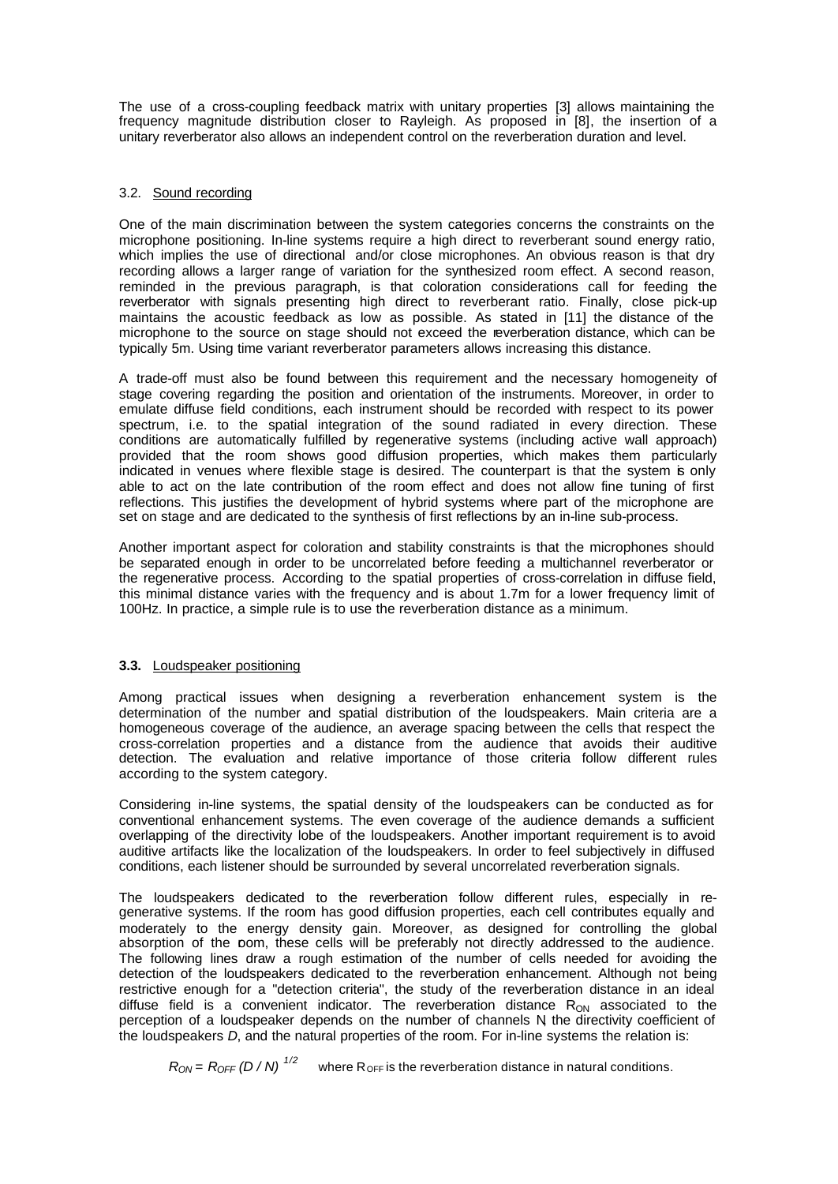The use of a cross-coupling feedback matrix with unitary properties [3] allows maintaining the frequency magnitude distribution closer to Rayleigh. As proposed in [8], the insertion of a unitary reverberator also allows an independent control on the reverberation duration and level.

### 3.2. Sound recording

One of the main discrimination between the system categories concerns the constraints on the microphone positioning. In-line systems require a high direct to reverberant sound energy ratio, which implies the use of directional and/or close microphones. An obvious reason is that dry recording allows a larger range of variation for the synthesized room effect. A second reason, reminded in the previous paragraph, is that coloration considerations call for feeding the reverberator with signals presenting high direct to reverberant ratio. Finally, close pick-up maintains the acoustic feedback as low as possible. As stated in [11] the distance of the microphone to the source on stage should not exceed the reverberation distance, which can be typically 5m. Using time variant reverberator parameters allows increasing this distance.

A trade-off must also be found between this requirement and the necessary homogeneity of stage covering regarding the position and orientation of the instruments. Moreover, in order to emulate diffuse field conditions, each instrument should be recorded with respect to its power spectrum, i.e. to the spatial integration of the sound radiated in every direction. These conditions are automatically fulfilled by regenerative systems (including active wall approach) provided that the room shows good diffusion properties, which makes them particularly indicated in venues where flexible stage is desired. The counterpart is that the system is only able to act on the late contribution of the room effect and does not allow fine tuning of first reflections. This justifies the development of hybrid systems where part of the microphone are set on stage and are dedicated to the synthesis of first reflections by an in-line sub-process.

Another important aspect for coloration and stability constraints is that the microphones should be separated enough in order to be uncorrelated before feeding a multichannel reverberator or the regenerative process. According to the spatial properties of cross-correlation in diffuse field, this minimal distance varies with the frequency and is about 1.7m for a lower frequency limit of 100Hz. In practice, a simple rule is to use the reverberation distance as a minimum.

### **3.3.** Loudspeaker positioning

Among practical issues when designing a reverberation enhancement system is the determination of the number and spatial distribution of the loudspeakers. Main criteria are a homogeneous coverage of the audience, an average spacing between the cells that respect the cross-correlation properties and a distance from the audience that avoids their auditive detection. The evaluation and relative importance of those criteria follow different rules according to the system category.

Considering in-line systems, the spatial density of the loudspeakers can be conducted as for conventional enhancement systems. The even coverage of the audience demands a sufficient overlapping of the directivity lobe of the loudspeakers. Another important requirement is to avoid auditive artifacts like the localization of the loudspeakers. In order to feel subjectively in diffused conditions, each listener should be surrounded by several uncorrelated reverberation signals.

The loudspeakers dedicated to the reverberation follow different rules, especially in regenerative systems. If the room has good diffusion properties, each cell contributes equally and moderately to the energy density gain. Moreover, as designed for controlling the global absorption of the room, these cells will be preferably not directly addressed to the audience. The following lines draw a rough estimation of the number of cells needed for avoiding the detection of the loudspeakers dedicated to the reverberation enhancement. Although not being restrictive enough for a "detection criteria", the study of the reverberation distance in an ideal diffuse field is a convenient indicator. The reverberation distance $R_{ON}$ associated to the perception of a loudspeaker depends on the number of channels N, the directivity coefficient of the loudspeakers *D*, and the natural properties of the room. For in-line systems the relation is:

$$R_{ON} = R_{OFF} \, (D / N)^{1/2}$$ where $R_{OFF}$ is the reverberation distance in natural conditions.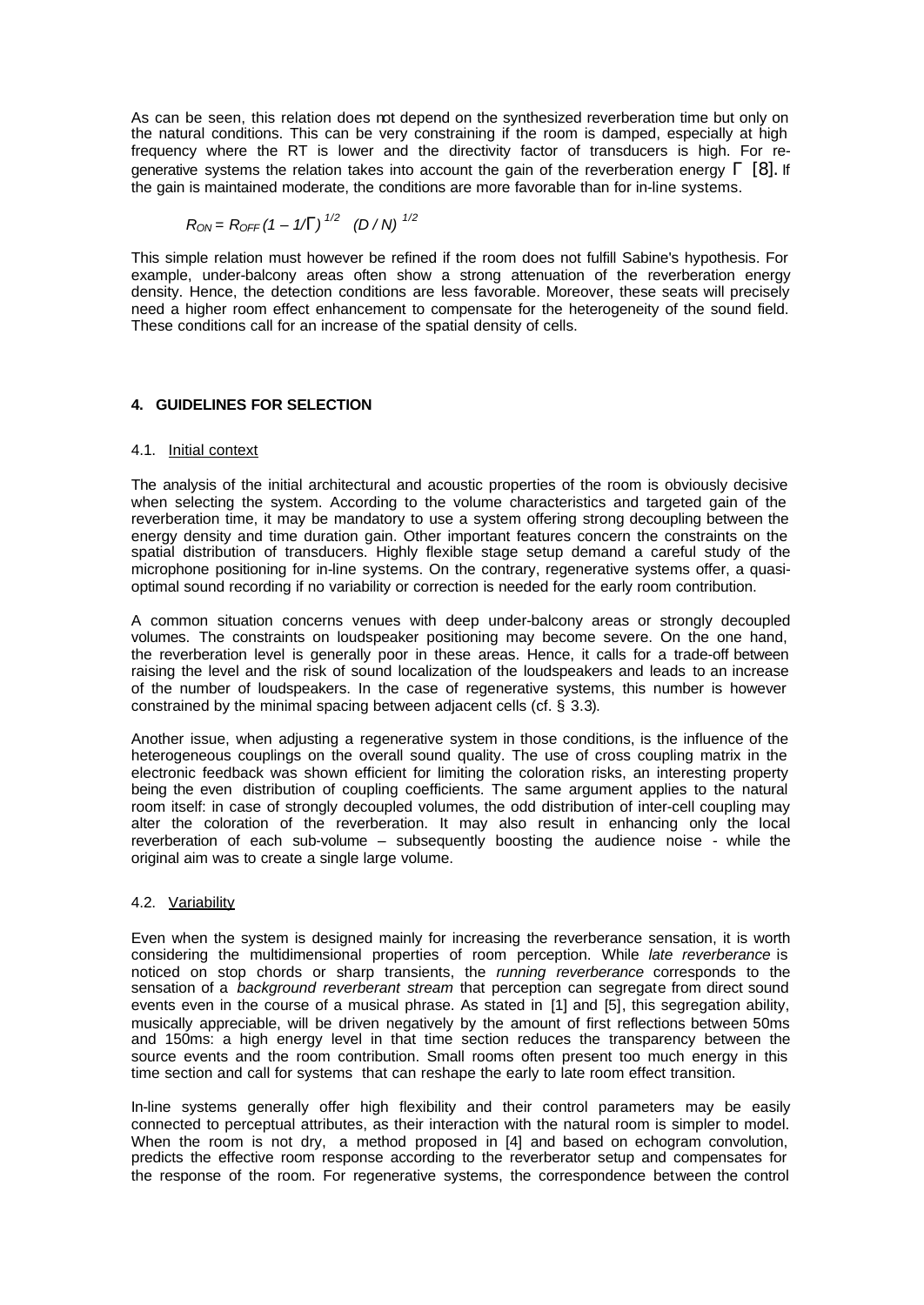As can be seen, this relation does not depend on the synthesized reverberation time but only on the natural conditions. This can be very constraining if the room is damped, especially at high frequency where the RT is lower and the directivity factor of transducers is high. For regenerative systems the relation takes into account the gain of the reverberation energy $\Gamma$ [8]. If the gain is maintained moderate, the conditions are more favorable than for in-line systems.

$$R_{ON} = R_{OFF} (1 - 1/\Gamma)^{1/2} \quad (D / N)^{1/2}$$

This simple relation must however be refined if the room does not fulfill Sabine's hypothesis. For example, under-balcony areas often show a strong attenuation of the reverberation energy density. Hence, the detection conditions are less favorable. Moreover, these seats will precisely need a higher room effect enhancement to compensate for the heterogeneity of the sound field. These conditions call for an increase of the spatial density of cells.

## 4. GUIDELINES FOR SELECTION

### 4.1. Initial context

The analysis of the initial architectural and acoustic properties of the room is obviously decisive when selecting the system. According to the volume characteristics and targeted gain of the reverberation time, it may be mandatory to use a system offering strong decoupling between the energy density and time duration gain. Other important features concern the constraints on the spatial distribution of transducers. Highly flexible stage setup demand a careful study of the microphone positioning for in-line systems. On the contrary, regenerative systems offer, a quasi-optimal sound recording if no variability or correction is needed for the early room contribution.

A common situation concerns venues with deep under-balcony areas or strongly decoupled volumes. The constraints on loudspeaker positioning may become severe. On the one hand, the reverberation level is generally poor in these areas. Hence, it calls for a trade-off between raising the level and the risk of sound localization of the loudspeakers and leads to an increase of the number of loudspeakers. In the case of regenerative systems, this number is however constrained by the minimal spacing between adjacent cells (cf. § 3.3).

Another issue, when adjusting a regenerative system in those conditions, is the influence of the heterogeneous couplings on the overall sound quality. The use of cross coupling matrix in the electronic feedback was shown efficient for limiting the coloration risks, an interesting property being the even distribution of coupling coefficients. The same argument applies to the natural room itself: in case of strongly decoupled volumes, the odd distribution of inter-cell coupling may alter the coloration of the reverberation. It may also result in enhancing only the local reverberation of each sub-volume – subsequently boosting the audience noise - while the original aim was to create a single large volume.

### 4.2. Variability

Even when the system is designed mainly for increasing the reverberance sensation, it is worth considering the multidimensional properties of room perception. While *late reverberance* is noticed on stop chords or sharp transients, the *running reverberance* corresponds to the sensation of a *background reverberant stream* that perception can segregate from direct sound events even in the course of a musical phrase. As stated in [1] and [5], this segregation ability, musically appreciable, will be driven negatively by the amount of first reflections between 50ms and 150ms: a high energy level in that time section reduces the transparency between the source events and the room contribution. Small rooms often present too much energy in this time section and call for systems that can reshape the early to late room effect transition.

In-line systems generally offer high flexibility and their control parameters may be easily connected to perceptual attributes, as their interaction with the natural room is simpler to model. When the room is not dry, a method proposed in [4] and based on echogram convolution, predicts the effective room response according to the reverberator setup and compensates for the response of the room. For regenerative systems, the correspondence between the control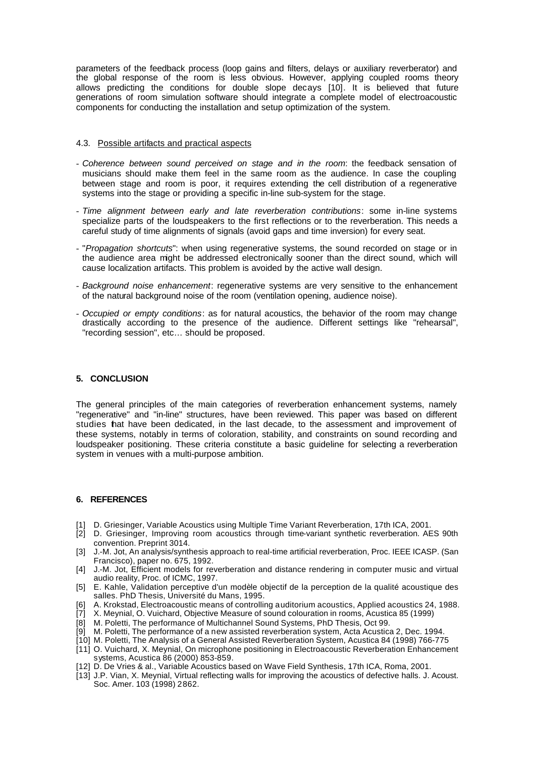parameters of the feedback process (loop gains and filters, delays or auxiliary reverberator) and the global response of the room is less obvious. However, applying coupled rooms theory allows predicting the conditions for double slope decays [10]. It is believed that future generations of room simulation software should integrate a complete model of electroacoustic components for conducting the installation and setup optimization of the system.

### 4.3. Possible artifacts and practical aspects

- *Coherence between sound perceived on stage and in the room*: the feedback sensation of musicians should make them feel in the same room as the audience. In case the coupling between stage and room is poor, it requires extending the cell distribution of a regenerative systems into the stage or providing a specific in-line sub-system for the stage.
- *Time alignment between early and late reverberation contributions*: some in-line systems specialize parts of the loudspeakers to the first reflections or to the reverberation. This needs a careful study of time alignments of signals (avoid gaps and time inversion) for every seat.
- "*Propagation shortcuts*": when using regenerative systems, the sound recorded on stage or in the audience area might be addressed electronically sooner than the direct sound, which will cause localization artifacts. This problem is avoided by the active wall design.
- *Background noise enhancement*: regenerative systems are very sensitive to the enhancement of the natural background noise of the room (ventilation opening, audience noise).
- *Occupied or empty conditions*: as for natural acoustics, the behavior of the room may change drastically according to the presence of the audience. Different settings like "rehearsal", "recording session", etc… should be proposed.

## 5. CONCLUSION

The general principles of the main categories of reverberation enhancement systems, namely "regenerative" and "in-line" structures, have been reviewed. This paper was based on different studies that have been dedicated, in the last decade, to the assessment and improvement of these systems, notably in terms of coloration, stability, and constraints on sound recording and loudspeaker positioning. These criteria constitute a basic guideline for selecting a reverberation system in venues with a multi-purpose ambition.

## 6. REFERENCES

[1] D. Griesinger, Variable Acoustics using Multiple Time Variant Reverberation, 17th ICA, 2001.
[2] D. Griesinger, Improving room acoustics through time-variant synthetic reverberation. AES 90th convention. Preprint 3014.
[3] J.-M. Jot, An analysis/synthesis approach to real-time artificial reverberation, Proc. IEEE ICASP. (San Francisco), paper no. 675, 1992.
[4] J.-M. Jot, Efficient models for reverberation and distance rendering in computer music and virtual audio reality, Proc. of ICMC, 1997.
[5] E. Kahle, Validation perceptive d'un modèle objectif de la perception de la qualité acoustique des salles. PhD Thesis, Université du Mans, 1995.
[6] A. Krokstad, Electroacoustic means of controlling auditorium acoustics, Applied acoustics 24, 1988.
[7] X. Meynial, O. Vuichard, Objective Measure of sound colouration in rooms, Acustica 85 (1999)
[8] M. Poletti, The performance of Multichannel Sound Systems, PhD Thesis, Oct 99.
[9] M. Poletti, The performance of a new assisted reverberation system, Acta Acustica 2, Dec. 1994.
[10] M. Poletti, The Analysis of a General Assisted Reverberation System, Acustica 84 (1998) 766-775
[11] O. Vuichard, X. Meynial, On microphone positioning in Electroacoustic Reverberation Enhancement systems, Acustica 86 (2000) 853-859.
[12] D. De Vries & al., Variable Acoustics based on Wave Field Synthesis, 17th ICA, Roma, 2001.
[13] J.P. Vian, X. Meynial, Virtual reflecting walls for improving the acoustics of defective halls. J. Acoust. Soc. Amer. 103 (1998) 2862.